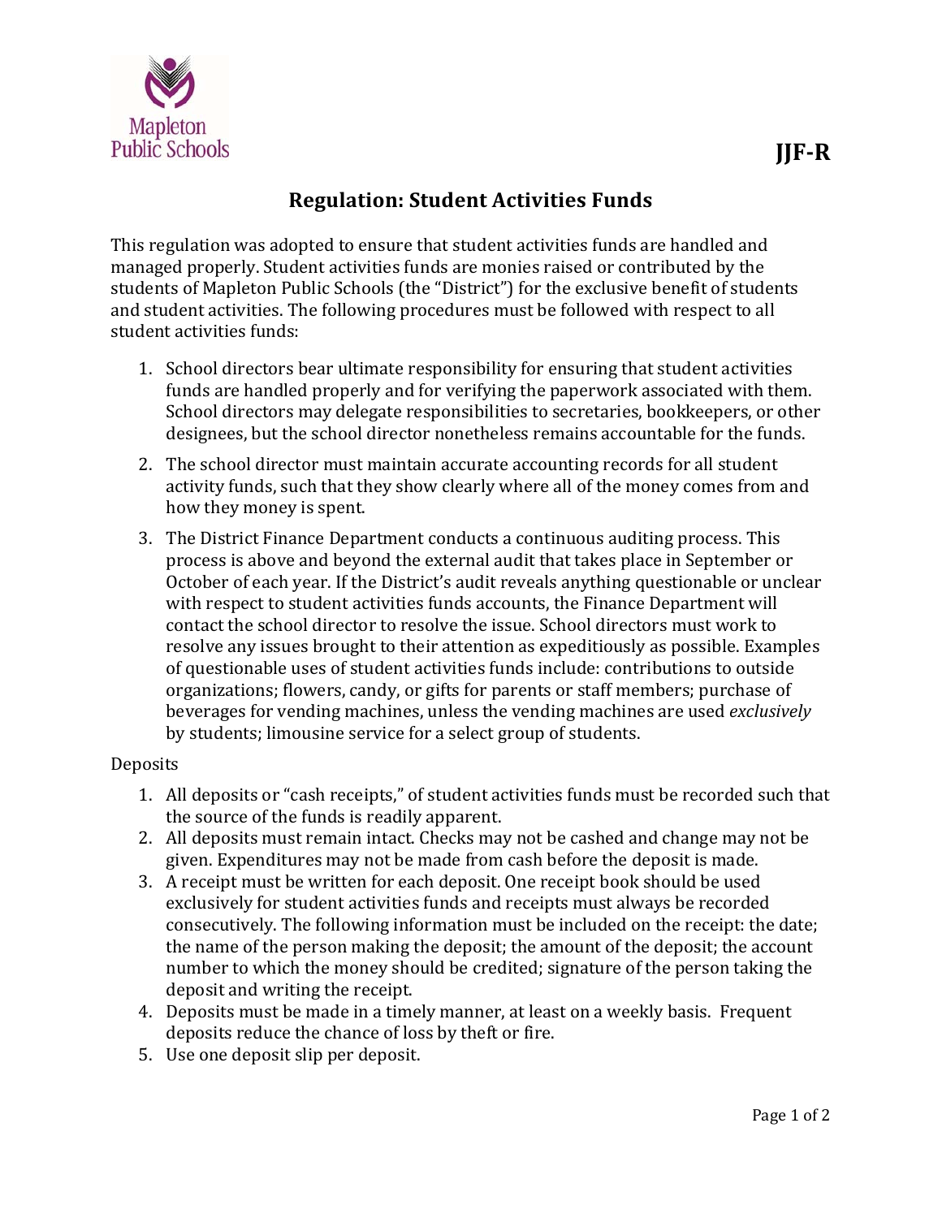JJF-R

# Regulation: Student Activities Funds

This regulation was adopted to ensure that student activities funds are handled and managed properly. Student activities funds are monies raised or contributed by the students of Mapleton Public Schools (the "District") for the exclusive benefit of students and student activities. The following procedures must be followed with respect to all student activities funds:

1. School directors bear ultimate responsibility for ensuring that student activities funds are handled properly and for verifying the paperwork associated with them. School directors may delegate responsibilities to secretaries, bookkeepers, or other designees, but the school director nonetheless remains accountable for the funds.

2. The school director must maintain accurate accounting records for all student activity funds, such that they show clearly where all of the money comes from and how they money is spent.

3. The District Finance Department conducts a continuous auditing process. This process is above and beyond the external audit that takes place in September or October of each year. If the District's audit reveals anything questionable or unclear with respect to student activities funds accounts, the Finance Department will contact the school director to resolve the issue. School directors must work to resolve any issues brought to their attention as expeditiously as possible. Examples of questionable uses of student activities funds include: contributions to outside organizations; flowers, candy, or gifts for parents or staff members; purchase of beverages for vending machines, unless the vending machines are used *exclusively* by students; limousine service for a select group of students.

Deposits

1. All deposits or "cash receipts," of student activities funds must be recorded such that the source of the funds is readily apparent.
2. All deposits must remain intact. Checks may not be cashed and change may not be given. Expenditures may not be made from cash before the deposit is made.
3. A receipt must be written for each deposit. One receipt book should be used exclusively for student activities funds and receipts must always be recorded consecutively. The following information must be included on the receipt: the date; the name of the person making the deposit; the amount of the deposit; the account number to which the money should be credited; signature of the person taking the deposit and writing the receipt.
4. Deposits must be made in a timely manner, at least on a weekly basis. Frequent deposits reduce the chance of loss by theft or fire.
5. Use one deposit slip per deposit.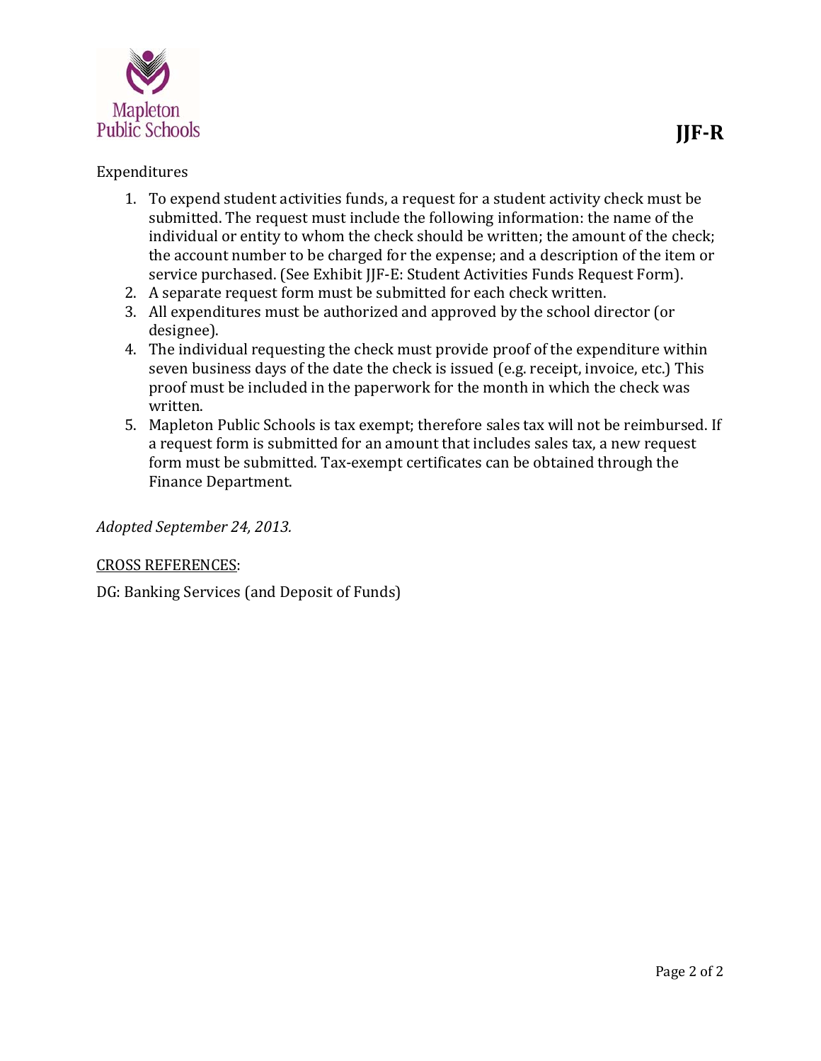Expenditures

1. To expend student activities funds, a request for a student activity check must be submitted. The request must include the following information: the name of the individual or entity to whom the check should be written; the amount of the check; the account number to be charged for the expense; and a description of the item or service purchased. (See Exhibit JJF-E: Student Activities Funds Request Form).
2. A separate request form must be submitted for each check written.
3. All expenditures must be authorized and approved by the school director (or designee).
4. The individual requesting the check must provide proof of the expenditure within seven business days of the date the check is issued (e.g. receipt, invoice, etc.) This proof must be included in the paperwork for the month in which the check was written.
5. Mapleton Public Schools is tax exempt; therefore sales tax will not be reimbursed. If a request form is submitted for an amount that includes sales tax, a new request form must be submitted. Tax-exempt certificates can be obtained through the Finance Department.

*Adopted September 24, 2013.*

CROSS REFERENCES:

DG: Banking Services (and Deposit of Funds)